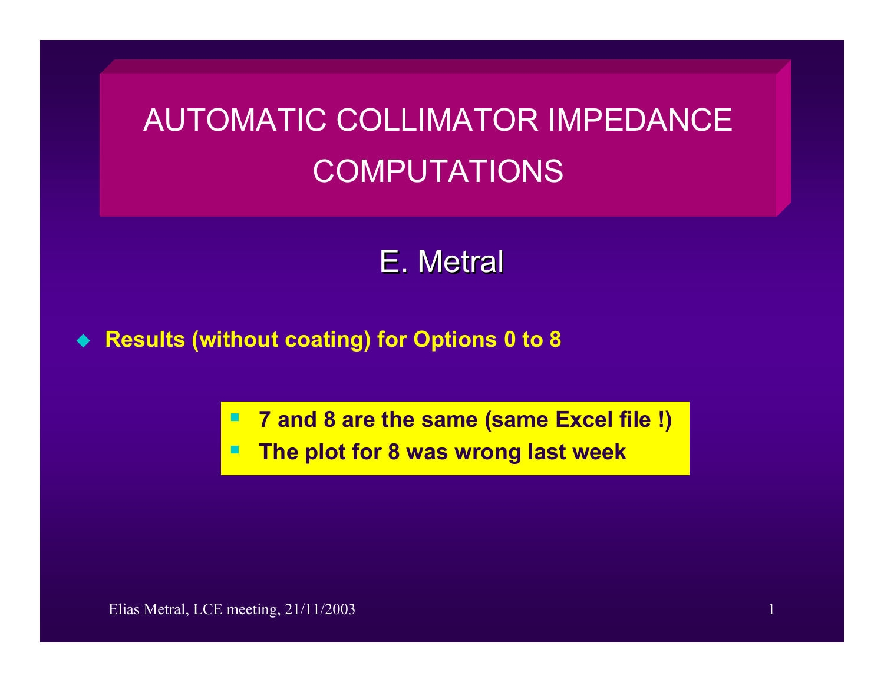# AUTOMATIC COLLIMATOR IMPEDANCE COMPUTATIONS

E. Metral

- **Results (without coating) for Options 0 to 8**

  - **7 and 8 are the same (same Excel file !)**
  - **The plot for 8 was wrong last week**

Elias Metral, LCE meeting, 21/11/2003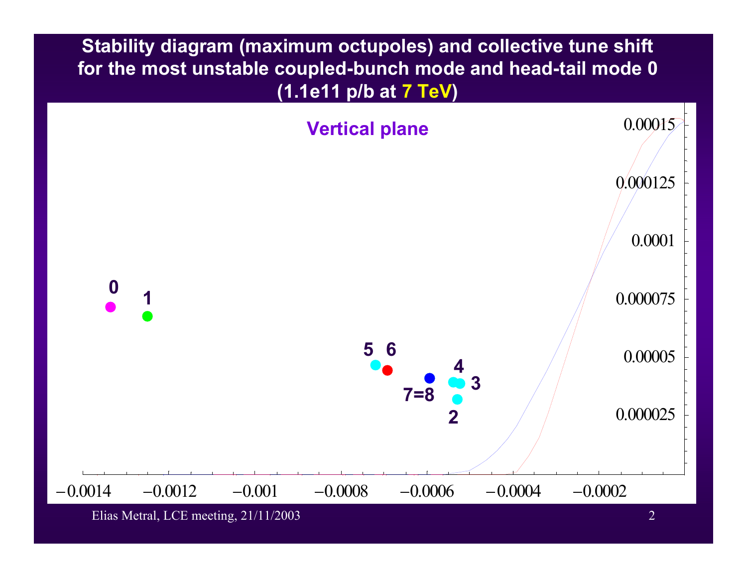# Stability diagram (maximum octupoles) and collective tune shift for the most unstable coupled-bunch mode and head-tail mode 0 (1.1e11 p/b at 7 TeV)

Vertical plane

0.00015
0.000125
0.0001
0.000075
0.00005
0.000025

−0.0014 −0.0012 −0.001 −0.0008 −0.0006 −0.0004 −0.0002

0, 1, 5, 6, 7=8, 4, 3, 2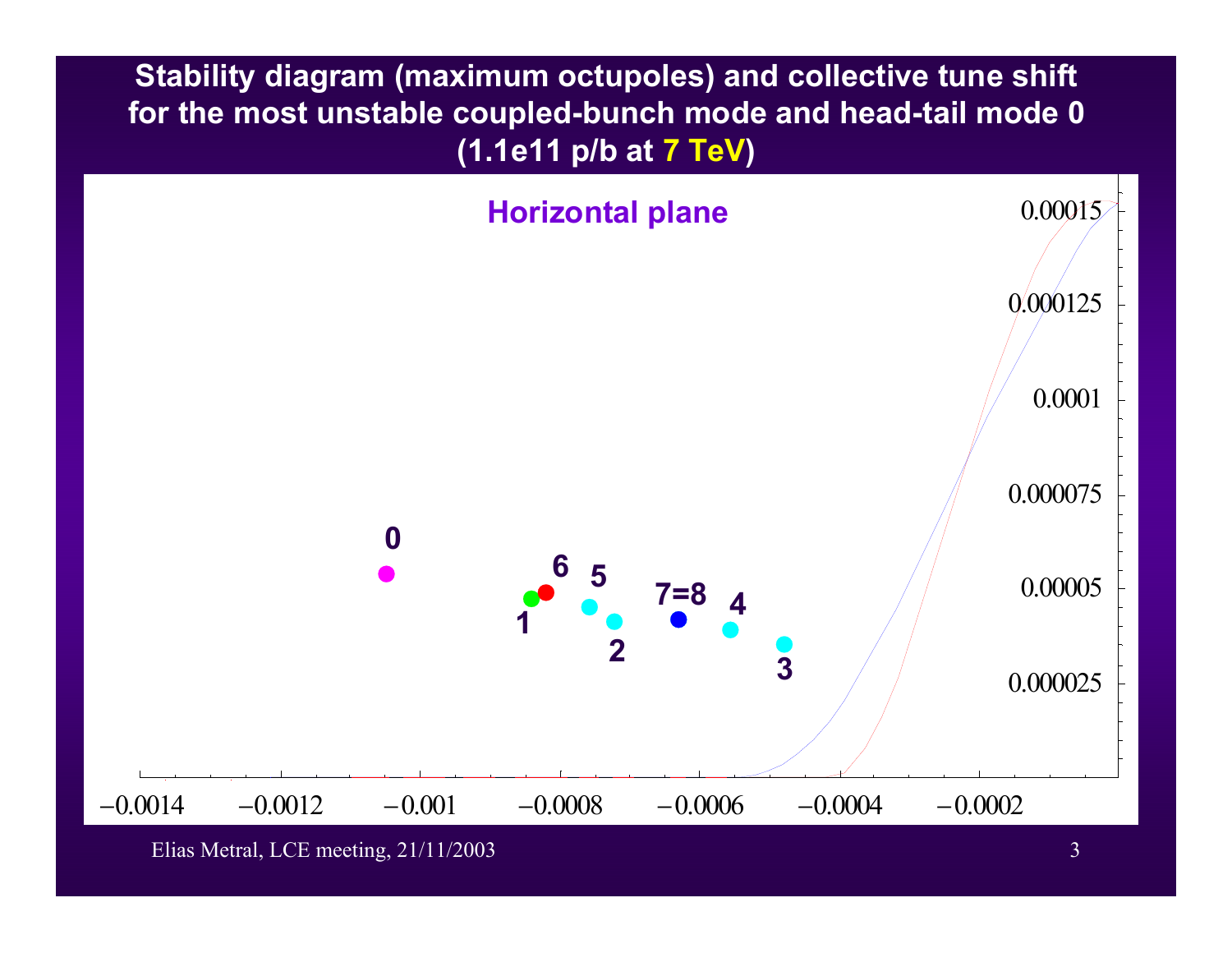# Stability diagram (maximum octupoles) and collective tune shift for the most unstable coupled-bunch mode and head-tail mode 0 (1.1e11 p/b at 7 TeV)

**Horizontal plane**

| Axis | Values |
| --- | --- |
| Horizontal axis | −0.0014, −0.0012, −0.001, −0.0008, −0.0006, −0.0004, −0.0002 |
| Vertical axis | 0.000025, 0.00005, 0.000075, 0.0001, 0.000125, 0.00015 |

Point labels: 0, 1, 6, 5, 2, 7=8, 4, 3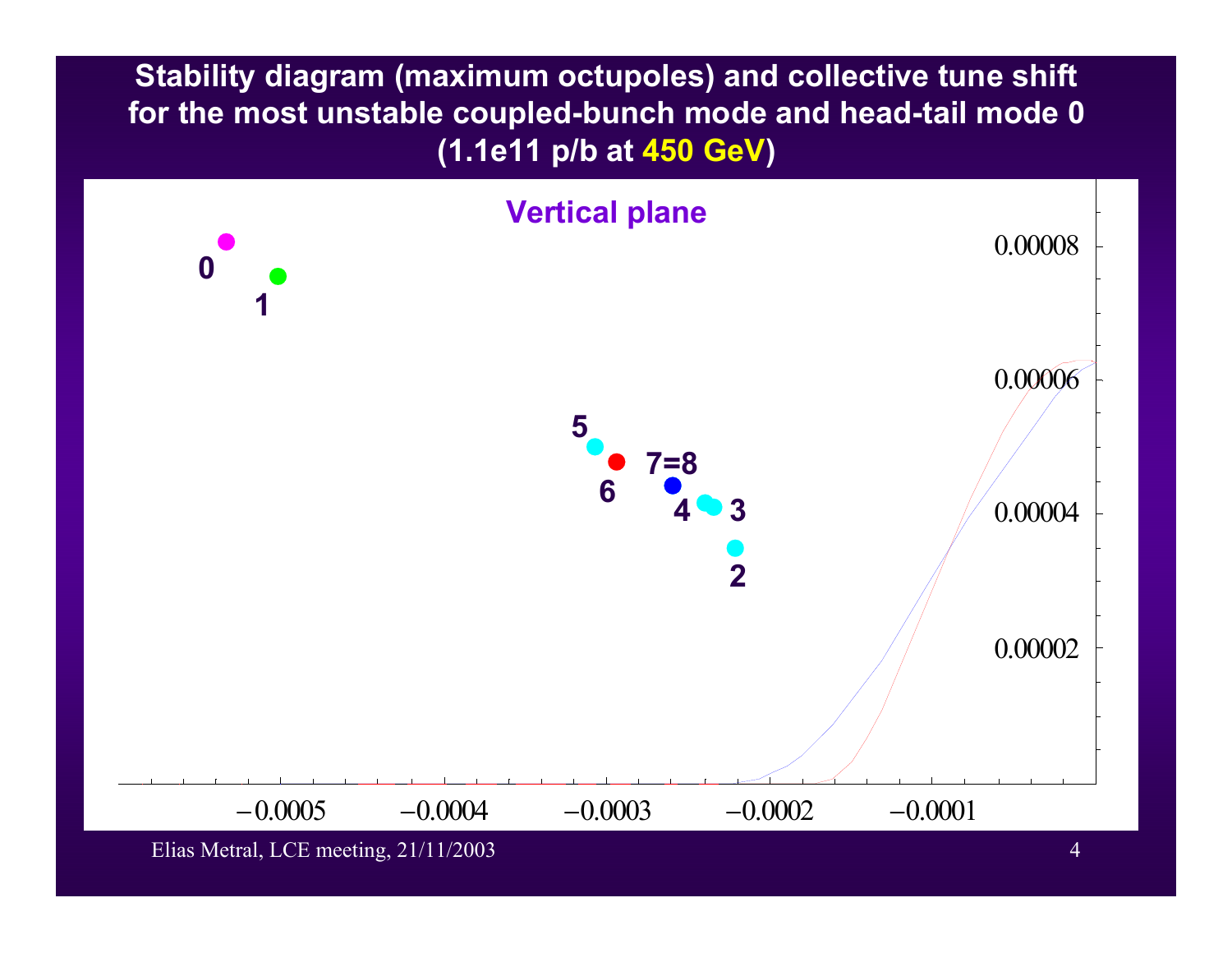# Stability diagram (maximum octupoles) and collective tune shift for the most unstable coupled-bunch mode and head-tail mode 0 (1.1e11 p/b at 450 GeV)

Vertical plane

0

1

5

6

7=8

4

3

2

0.00008

0.00006

0.00004

0.00002

−0.0005 −0.0004 −0.0003 −0.0002 −0.0001

Elias Metral, LCE meeting, 21/11/2003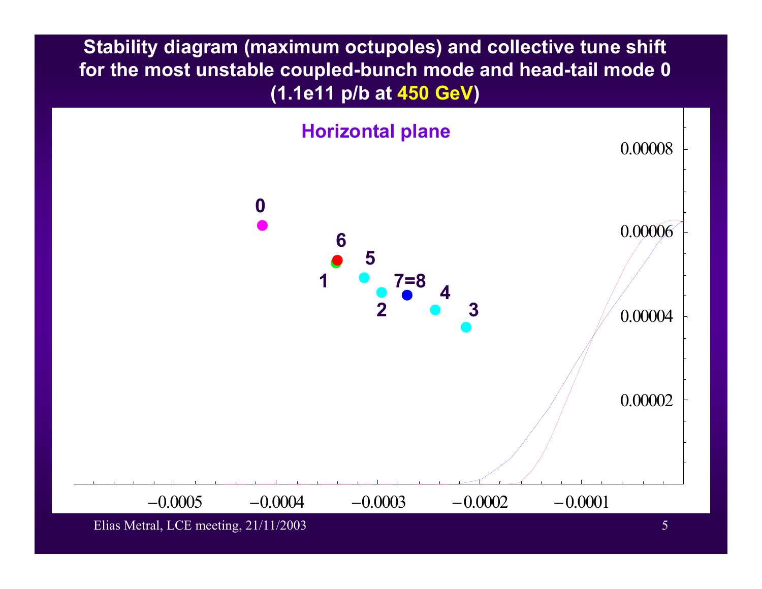# Stability diagram (maximum octupoles) and collective tune shift for the most unstable coupled-bunch mode and head-tail mode 0 (1.1e11 p/b at 450 GeV)

Horizontal plane

0

6

5

1

7=8

2

4

3

0.00008

0.00006

0.00004

0.00002

−0.0005

−0.0004

−0.0003

−0.0002

−0.0001

Elias Metral, LCE meeting, 21/11/2003